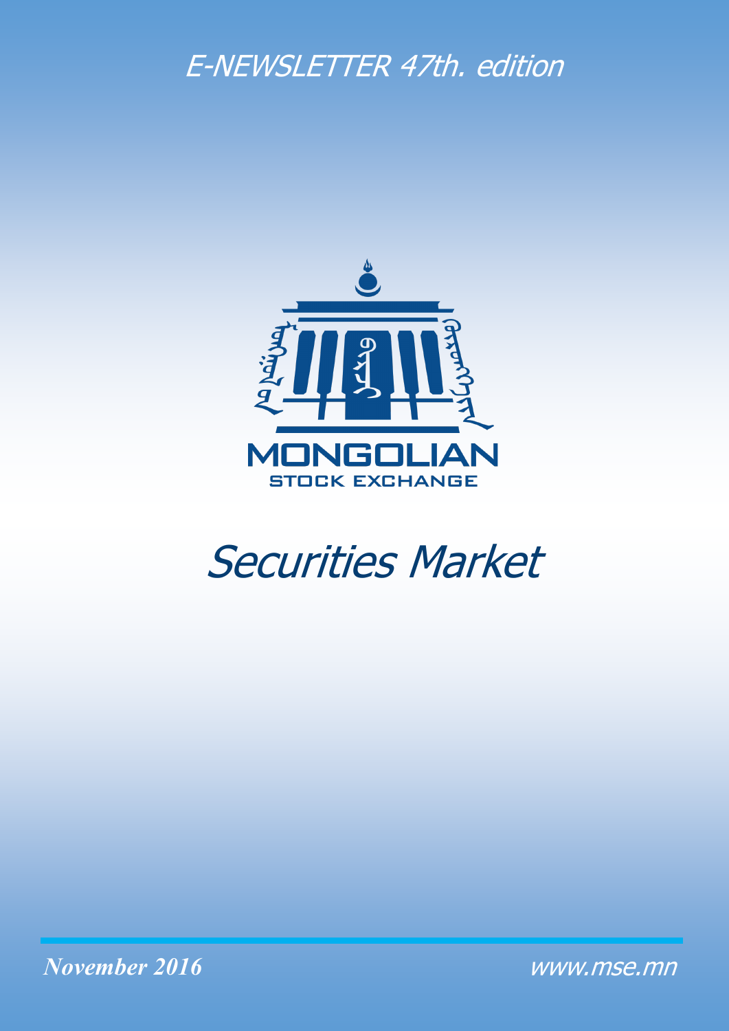E-NEWSLETTER 47th. edition

MONGOLIAN
STOCK EXCHANGE

# Securities Market

*November 2016*

www.mse.mn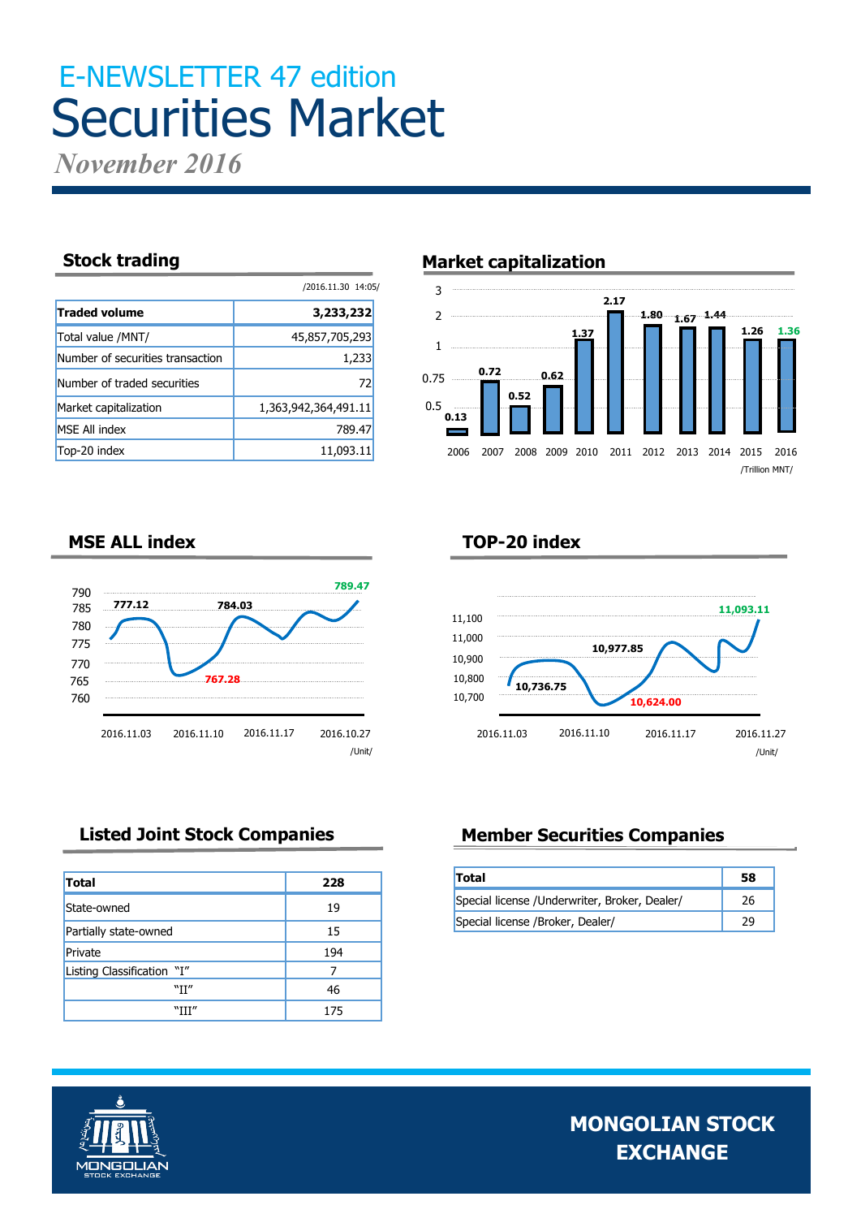# E-NEWSLETTER 47 edition

# Securities Market

*November 2016*

## Stock trading

/2016.11.30 14:05/

| **Traded volume** | **3,233,232** |
|---|---|
| Total value /MNT/ | 45,857,705,293 |
| Number of securities transaction | 1,233 |
| Number of traded securities | 72 |
| Market capitalization | 1,363,942,364,491.11 |
| MSE All index | 789.47 |
| Top-20 index | 11,093.11 |

## Market capitalization

| Year | 2006 | 2007 | 2008 | 2009 | 2010 | 2011 | 2012 | 2013 | 2014 | 2015 | 2016 |
|---|---|---|---|---|---|---|---|---|---|---|---|
| Value | 0.13 | 0.72 | 0.52 | 0.62 | 1.37 | 2.17 | 1.80 | 1.67 | 1.44 | 1.26 | 1.36 |

/Trillion MNT/

## MSE ALL index

777.12, 767.28, 784.03, 789.47

2016.11.03, 2016.11.10, 2016.11.17, 2016.10.27

/Unit/

## TOP-20 index

10,736.75, 10,624.00, 10,977.85, 11,093.11

2016.11.03, 2016.11.10, 2016.11.17, 2016.11.27

/Unit/

## Listed Joint Stock Companies

| **Total** | **228** |
|---|---|
| State-owned | 19 |
| Partially state-owned | 15 |
| Private | 194 |
| Listing Classification "I" | 7 |
| "II" | 46 |
| "III" | 175 |

## Member Securities Companies

| **Total** | **58** |
|---|---|
| Special license /Underwriter, Broker, Dealer/ | 26 |
| Special license /Broker, Dealer/ | 29 |

**MONGOLIAN STOCK EXCHANGE**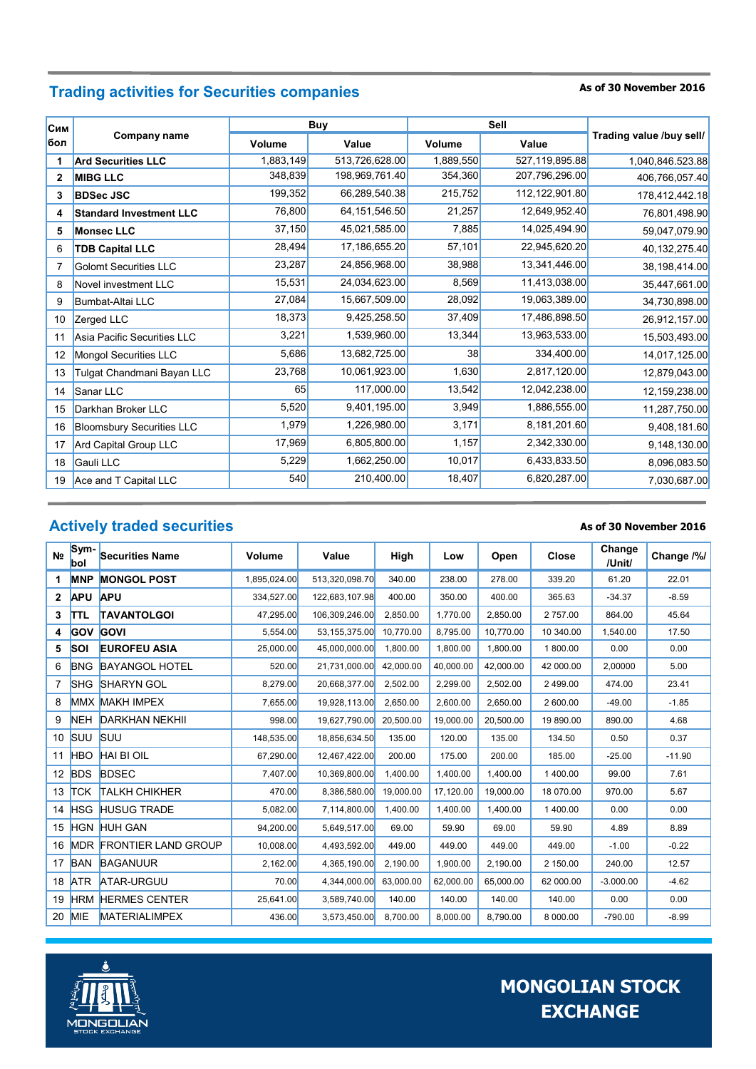## Trading activities for Securities companies

**As of 30 November 2016**

| Символ | Company name | Buy | | Sell | | Trading value /buy sell/ |
|---|---|---|---|---|---|---|
| | | Volume | Value | Volume | Value | |
| 1 | **Ard Securities LLC** | 1,883,149 | 513,726,628.00 | 1,889,550 | 527,119,895.88 | 1,040,846,523.88 |
| 2 | **MIBG LLC** | 348,839 | 198,969,761.40 | 354,360 | 207,796,296.00 | 406,766,057.40 |
| 3 | **BDSec JSC** | 199,352 | 66,289,540.38 | 215,752 | 112,122,901.80 | 178,412,442.18 |
| 4 | **Standard Investment LLC** | 76,800 | 64,151,546.50 | 21,257 | 12,649,952.40 | 76,801,498.90 |
| 5 | **Monsec LLC** | 37,150 | 45,021,585.00 | 7,885 | 14,025,494.90 | 59,047,079.90 |
| 6 | **TDB Capital LLC** | 28,494 | 17,186,655.20 | 57,101 | 22,945,620.20 | 40,132,275.40 |
| 7 | Golomt Securities LLC | 23,287 | 24,856,968.00 | 38,988 | 13,341,446.00 | 38,198,414.00 |
| 8 | Novel investment LLC | 15,531 | 24,034,623.00 | 8,569 | 11,413,038.00 | 35,447,661.00 |
| 9 | Bumbat-Altai LLC | 27,084 | 15,667,509.00 | 28,092 | 19,063,389.00 | 34,730,898.00 |
| 10 | Zerged LLC | 18,373 | 9,425,258.50 | 37,409 | 17,486,898.50 | 26,912,157.00 |
| 11 | Asia Pacific Securities LLC | 3,221 | 1,539,960.00 | 13,344 | 13,963,533.00 | 15,503,493.00 |
| 12 | Mongol Securities LLC | 5,686 | 13,682,725.00 | 38 | 334,400.00 | 14,017,125.00 |
| 13 | Tulgat Chandmani Bayan LLC | 23,768 | 10,061,923.00 | 1,630 | 2,817,120.00 | 12,879,043.00 |
| 14 | Sanar LLC | 65 | 117,000.00 | 13,542 | 12,042,238.00 | 12,159,238.00 |
| 15 | Darkhan Broker LLC | 5,520 | 9,401,195.00 | 3,949 | 1,886,555.00 | 11,287,750.00 |
| 16 | Bloomsbury Securities LLC | 1,979 | 1,226,980.00 | 3,171 | 8,181,201.60 | 9,408,181.60 |
| 17 | Ard Capital Group LLC | 17,969 | 6,805,800.00 | 1,157 | 2,342,330.00 | 9,148,130.00 |
| 18 | Gauli LLC | 5,229 | 1,662,250.00 | 10,017 | 6,433,833.50 | 8,096,083.50 |
| 19 | Ace and T Capital LLC | 540 | 210,400.00 | 18,407 | 6,820,287.00 | 7,030,687.00 |

## Actively traded securities

**As of 30 November 2016**

| № | Symbol | Securities Name | Volume | Value | High | Low | Open | Close | Change /Unit/ | Change /%/ |
|---|---|---|---|---|---|---|---|---|---|---|
| 1 | **MNP** | **MONGOL POST** | 1,895,024.00 | 513,320,098.70 | 340.00 | 238.00 | 278.00 | 339.20 | 61.20 | 22.01 |
| 2 | **APU** | **APU** | 334,527.00 | 122,683,107.98 | 400.00 | 350.00 | 400.00 | 365.63 | -34.37 | -8.59 |
| 3 | **TTL** | **TAVANTOLGOI** | 47,295.00 | 106,309,246.00 | 2,850.00 | 1,770.00 | 2,850.00 | 2 757.00 | 864.00 | 45.64 |
| 4 | **GOV** | **GOVI** | 5,554.00 | 53,155,375.00 | 10,770.00 | 8,795.00 | 10,770.00 | 10 340.00 | 1,540.00 | 17.50 |
| 5 | **SOI** | **EUROFEU ASIA** | 25,000.00 | 45,000,000.00 | 1,800.00 | 1,800.00 | 1,800.00 | 1 800.00 | 0.00 | 0.00 |
| 6 | BNG | BAYANGOL HOTEL | 520.00 | 21,731,000.00 | 42,000.00 | 40,000.00 | 42,000.00 | 42 000.00 | 2,00000 | 5.00 |
| 7 | SHG | SHARYN GOL | 8,279.00 | 20,668,377.00 | 2,502.00 | 2,299.00 | 2,502.00 | 2 499.00 | 474.00 | 23.41 |
| 8 | MMX | MAKH IMPEX | 7,655.00 | 19,928,113.00 | 2,650.00 | 2,600.00 | 2,650.00 | 2 600.00 | -49.00 | -1.85 |
| 9 | NEH | DARKHAN NEKHII | 998.00 | 19,627,790.00 | 20,500.00 | 19,000.00 | 20,500.00 | 19 890.00 | 890.00 | 4.68 |
| 10 | SUU | SUU | 148,535.00 | 18,856,634.50 | 135.00 | 120.00 | 135.00 | 134.50 | 0.50 | 0.37 |
| 11 | HBO | HAI BI OIL | 67,290.00 | 12,467,422.00 | 200.00 | 175.00 | 200.00 | 185.00 | -25.00 | -11.90 |
| 12 | BDS | BDSEC | 7,407.00 | 10,369,800.00 | 1,400.00 | 1,400.00 | 1,400.00 | 1 400.00 | 99.00 | 7.61 |
| 13 | TCK | TALKH CHIKHER | 470.00 | 8,386,580.00 | 19,000.00 | 17,120.00 | 19,000.00 | 18 070.00 | 970.00 | 5.67 |
| 14 | HSG | HUSUG TRADE | 5,082.00 | 7,114,800.00 | 1,400.00 | 1,400.00 | 1,400.00 | 1 400.00 | 0.00 | 0.00 |
| 15 | HGN | HUH GAN | 94,200.00 | 5,649,517.00 | 69.00 | 59.90 | 69.00 | 59.90 | 4.89 | 8.89 |
| 16 | MDR | FRONTIER LAND GROUP | 10,008.00 | 4,493,592.00 | 449.00 | 449.00 | 449.00 | 449.00 | -1.00 | -0.22 |
| 17 | BAN | BAGANUUR | 2,162.00 | 4,365,190.00 | 2,190.00 | 1,900.00 | 2,190.00 | 2 150.00 | 240.00 | 12.57 |
| 18 | ATR | ATAR-URGUU | 70.00 | 4,344,000.00 | 63,000.00 | 62,000.00 | 65,000.00 | 62 000.00 | -3.000.00 | -4.62 |
| 19 | HRM | HERMES CENTER | 25,641.00 | 3,589,740.00 | 140.00 | 140.00 | 140.00 | 140.00 | 0.00 | 0.00 |
| 20 | MIE | MATERIALIMPEX | 436.00 | 3,573,450.00 | 8,700.00 | 8,000.00 | 8,790.00 | 8 000.00 | -790.00 | -8.99 |

MONGOLIAN STOCK EXCHANGE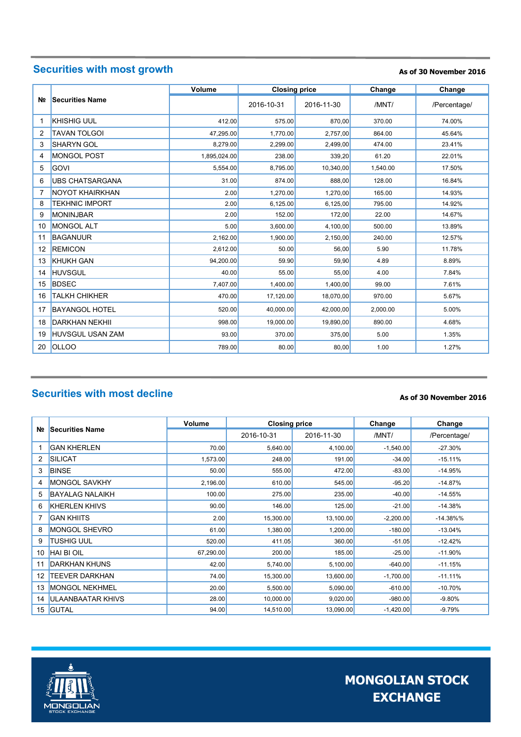## Securities with most growth

**As of 30 November 2016**

| № | Securities Name | Volume | Closing price | | Change | Change |
|---|---|---|---|---|---|---|
| | | | 2016-10-31 | 2016-11-30 | /MNT/ | /Percentage/ |
| 1 | KHISHIG UUL | 412.00 | 575.00 | 870,00 | 370.00 | 74.00% |
| 2 | TAVAN TOLGOI | 47,295.00 | 1,770.00 | 2,757,00 | 864.00 | 45.64% |
| 3 | SHARYN GOL | 8,279.00 | 2,299.00 | 2,499,00 | 474.00 | 23.41% |
| 4 | MONGOL POST | 1,895,024.00 | 238.00 | 339,20 | 61.20 | 22.01% |
| 5 | GOVI | 5,554.00 | 8,795.00 | 10,340,00 | 1,540.00 | 17.50% |
| 6 | UBS CHATSARGANA | 31.00 | 874.00 | 888,00 | 128.00 | 16.84% |
| 7 | NOYOT KHAIRKHAN | 2.00 | 1,270.00 | 1,270,00 | 165.00 | 14.93% |
| 8 | TEKHNIC IMPORT | 2.00 | 6,125.00 | 6,125,00 | 795.00 | 14.92% |
| 9 | MONINJBAR | 2.00 | 152.00 | 172,00 | 22.00 | 14.67% |
| 10 | MONGOL ALT | 5.00 | 3,600.00 | 4,100,00 | 500.00 | 13.89% |
| 11 | BAGANUUR | 2,162.00 | 1,900.00 | 2,150,00 | 240.00 | 12.57% |
| 12 | REMICON | 2,612.00 | 50.00 | 56,00 | 5.90 | 11.78% |
| 13 | KHUKH GAN | 94,200.00 | 59.90 | 59,90 | 4.89 | 8.89% |
| 14 | HUVSGUL | 40.00 | 55.00 | 55,00 | 4.00 | 7.84% |
| 15 | BDSEC | 7,407.00 | 1,400.00 | 1,400,00 | 99.00 | 7.61% |
| 16 | TALKH CHIKHER | 470.00 | 17,120.00 | 18,070,00 | 970.00 | 5.67% |
| 17 | BAYANGOL HOTEL | 520.00 | 40,000.00 | 42,000,00 | 2,000.00 | 5.00% |
| 18 | DARKHAN NEKHII | 998.00 | 19,000.00 | 19,890,00 | 890.00 | 4.68% |
| 19 | HUVSGUL USAN ZAM | 93.00 | 370.00 | 375,00 | 5.00 | 1.35% |
| 20 | OLLOO | 789.00 | 80.00 | 80,00 | 1.00 | 1.27% |

## Securities with most decline

**As of 30 November 2016**

| № | Securities Name | Volume | Closing price | | Change | Change |
|---|---|---|---|---|---|---|
| | | | 2016-10-31 | 2016-11-30 | /MNT/ | /Percentage/ |
| 1 | GAN KHERLEN | 70.00 | 5,640.00 | 4,100.00 | -1,540.00 | -27.30% |
| 2 | SILICAT | 1,573.00 | 248.00 | 191.00 | -34.00 | -15.11% |
| 3 | BINSE | 50.00 | 555.00 | 472.00 | -83.00 | -14.95% |
| 4 | MONGOL SAVKHY | 2,196.00 | 610.00 | 545.00 | -95.20 | -14.87% |
| 5 | BAYALAG NALAIKH | 100.00 | 275.00 | 235.00 | -40.00 | -14.55% |
| 6 | KHERLEN KHIVS | 90.00 | 146.00 | 125.00 | -21.00 | -14.38% |
| 7 | GAN KHIITS | 2.00 | 15,300.00 | 13,100.00 | -2,200.00 | -14.38%% |
| 8 | MONGOL SHEVRO | 61.00 | 1,380.00 | 1,200.00 | -180.00 | -13.04% |
| 9 | TUSHIG UUL | 520.00 | 411.05 | 360.00 | -51.05 | -12.42% |
| 10 | HAI BI OIL | 67,290.00 | 200.00 | 185.00 | -25.00 | -11.90% |
| 11 | DARKHAN KHUNS | 42.00 | 5,740.00 | 5,100.00 | -640.00 | -11.15% |
| 12 | TEEVER DARKHAN | 74.00 | 15,300.00 | 13,600.00 | -1,700.00 | -11.11% |
| 13 | MONGOL NEKHMEL | 20.00 | 5,500.00 | 5,090.00 | -610.00 | -10.70% |
| 14 | ULAANBAATAR KHIVS | 28.00 | 10,000.00 | 9,020.00 | -980.00 | -9.80% |
| 15 | GUTAL | 94.00 | 14,510.00 | 13,090.00 | -1,420.00 | -9.79% |

**MONGOLIAN STOCK EXCHANGE**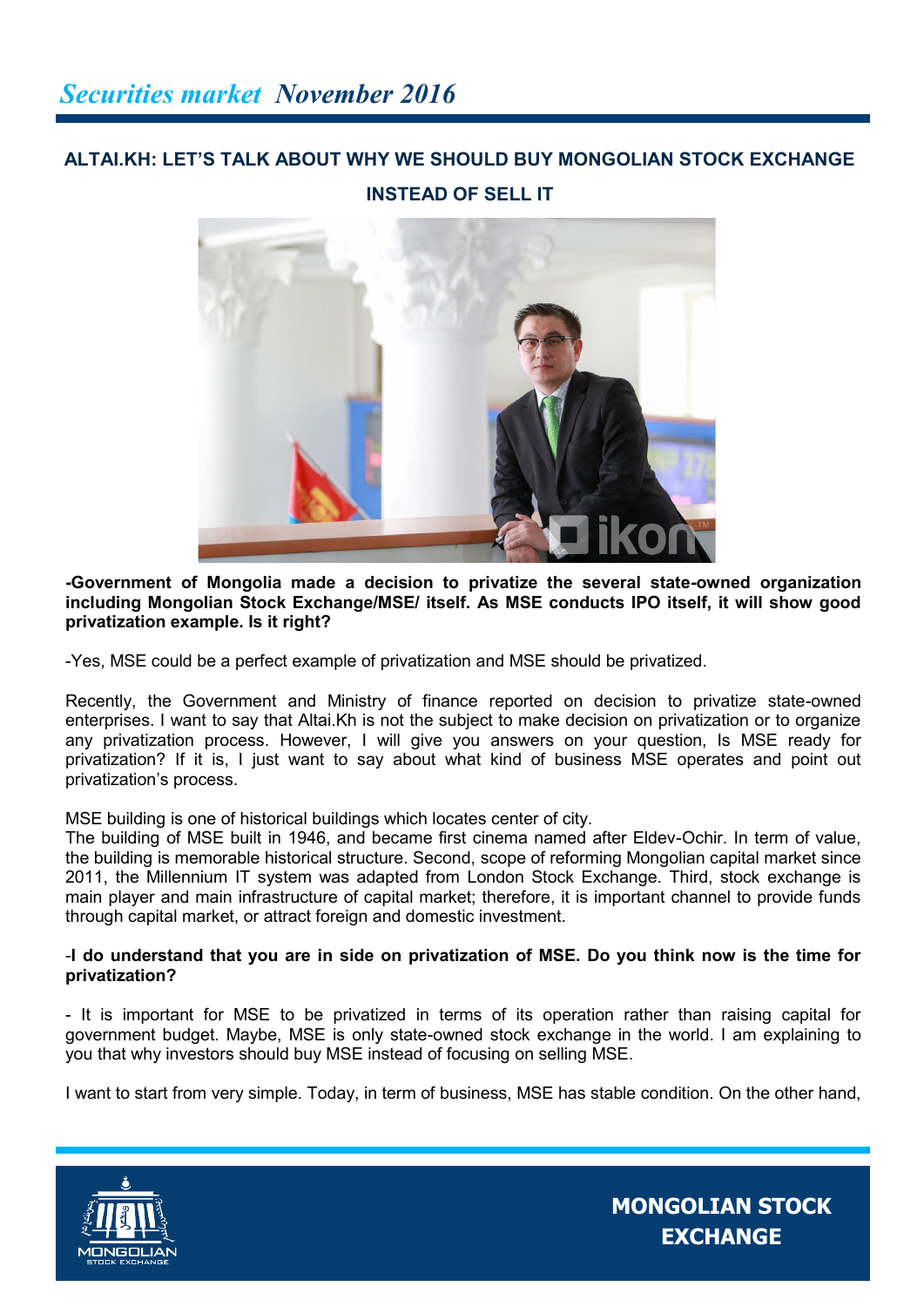## ALTAI.KH: LET'S TALK ABOUT WHY WE SHOULD BUY MONGOLIAN STOCK EXCHANGE INSTEAD OF SELL IT

**-Government of Mongolia made a decision to privatize the several state-owned organization including Mongolian Stock Exchange/MSE/ itself. As MSE conducts IPO itself, it will show good privatization example. Is it right?**

-Yes, MSE could be a perfect example of privatization and MSE should be privatized.

Recently, the Government and Ministry of finance reported on decision to privatize state-owned enterprises. I want to say that Altai.Kh is not the subject to make decision on privatization or to organize any privatization process. However, I will give you answers on your question, Is MSE ready for privatization? If it is, I just want to say about what kind of business MSE operates and point out privatization's process.

MSE building is one of historical buildings which locates center of city.
The building of MSE built in 1946, and became first cinema named after Eldev-Ochir. In term of value, the building is memorable historical structure. Second, scope of reforming Mongolian capital market since 2011, the Millennium IT system was adapted from London Stock Exchange. Third, stock exchange is main player and main infrastructure of capital market; therefore, it is important channel to provide funds through capital market, or attract foreign and domestic investment.

-**I do understand that you are in side on privatization of MSE. Do you think now is the time for privatization?**

- It is important for MSE to be privatized in terms of its operation rather than raising capital for government budget. Maybe, MSE is only state-owned stock exchange in the world. I am explaining to you that why investors should buy MSE instead of focusing on selling MSE.

I want to start from very simple. Today, in term of business, MSE has stable condition. On the other hand,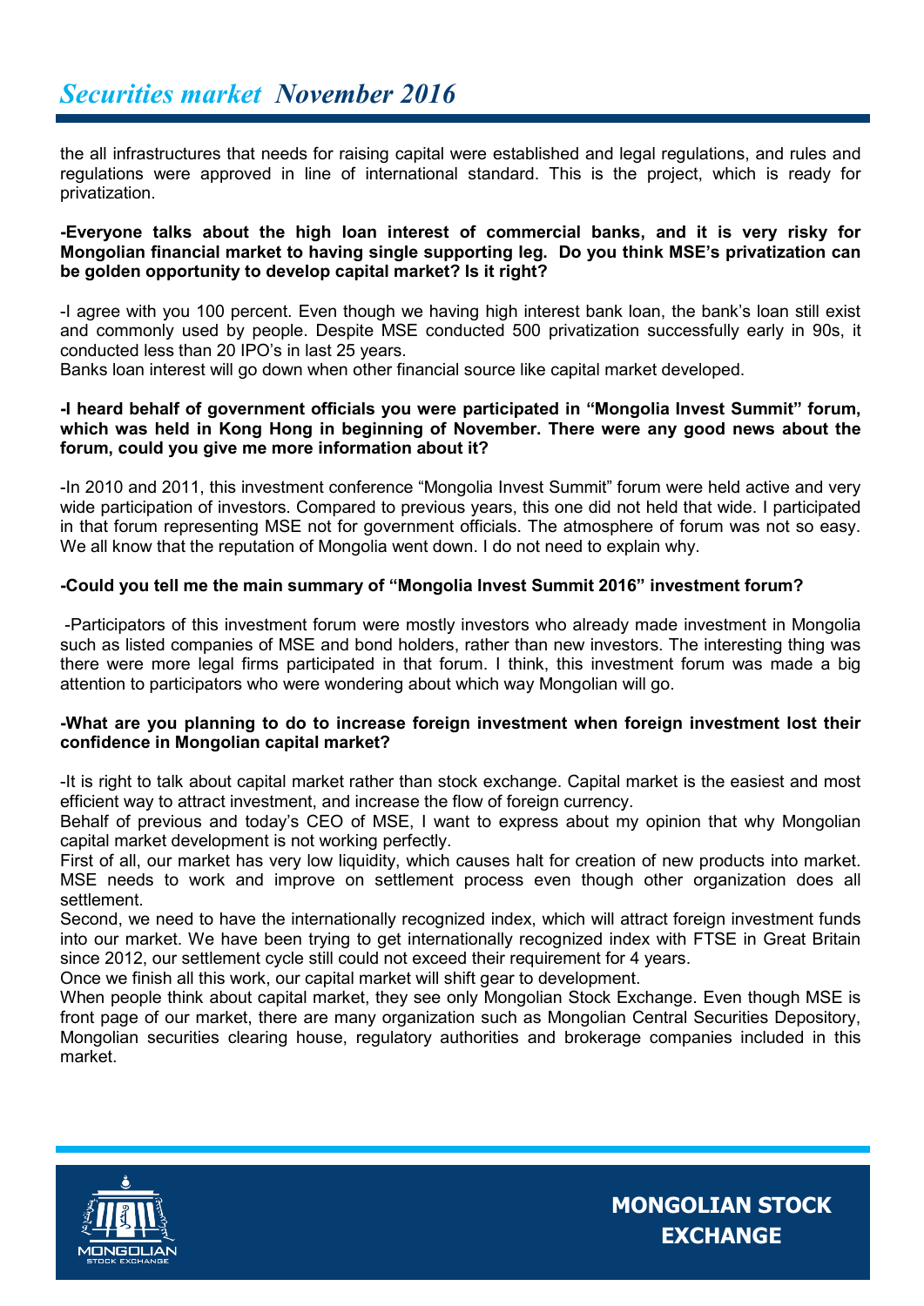the all infrastructures that needs for raising capital were established and legal regulations, and rules and regulations were approved in line of international standard. This is the project, which is ready for privatization.

**-Everyone talks about the high loan interest of commercial banks, and it is very risky for Mongolian financial market to having single supporting leg. Do you think MSE's privatization can be golden opportunity to develop capital market? Is it right?**

-I agree with you 100 percent. Even though we having high interest bank loan, the bank's loan still exist and commonly used by people. Despite MSE conducted 500 privatization successfully early in 90s, it conducted less than 20 IPO's in last 25 years.
Banks loan interest will go down when other financial source like capital market developed.

**-I heard behalf of government officials you were participated in "Mongolia Invest Summit" forum, which was held in Kong Hong in beginning of November. There were any good news about the forum, could you give me more information about it?**

-In 2010 and 2011, this investment conference "Mongolia Invest Summit" forum were held active and very wide participation of investors. Compared to previous years, this one did not held that wide. I participated in that forum representing MSE not for government officials. The atmosphere of forum was not so easy. We all know that the reputation of Mongolia went down. I do not need to explain why.

**-Could you tell me the main summary of "Mongolia Invest Summit 2016" investment forum?**

-Participators of this investment forum were mostly investors who already made investment in Mongolia such as listed companies of MSE and bond holders, rather than new investors. The interesting thing was there were more legal firms participated in that forum. I think, this investment forum was made a big attention to participators who were wondering about which way Mongolian will go.

**-What are you planning to do to increase foreign investment when foreign investment lost their confidence in Mongolian capital market?**

-It is right to talk about capital market rather than stock exchange. Capital market is the easiest and most efficient way to attract investment, and increase the flow of foreign currency.
Behalf of previous and today's CEO of MSE, I want to express about my opinion that why Mongolian capital market development is not working perfectly.
First of all, our market has very low liquidity, which causes halt for creation of new products into market. MSE needs to work and improve on settlement process even though other organization does all settlement.
Second, we need to have the internationally recognized index, which will attract foreign investment funds into our market. We have been trying to get internationally recognized index with FTSE in Great Britain since 2012, our settlement cycle still could not exceed their requirement for 4 years.
Once we finish all this work, our capital market will shift gear to development.
When people think about capital market, they see only Mongolian Stock Exchange. Even though MSE is front page of our market, there are many organization such as Mongolian Central Securities Depository, Mongolian securities clearing house, regulatory authorities and brokerage companies included in this market.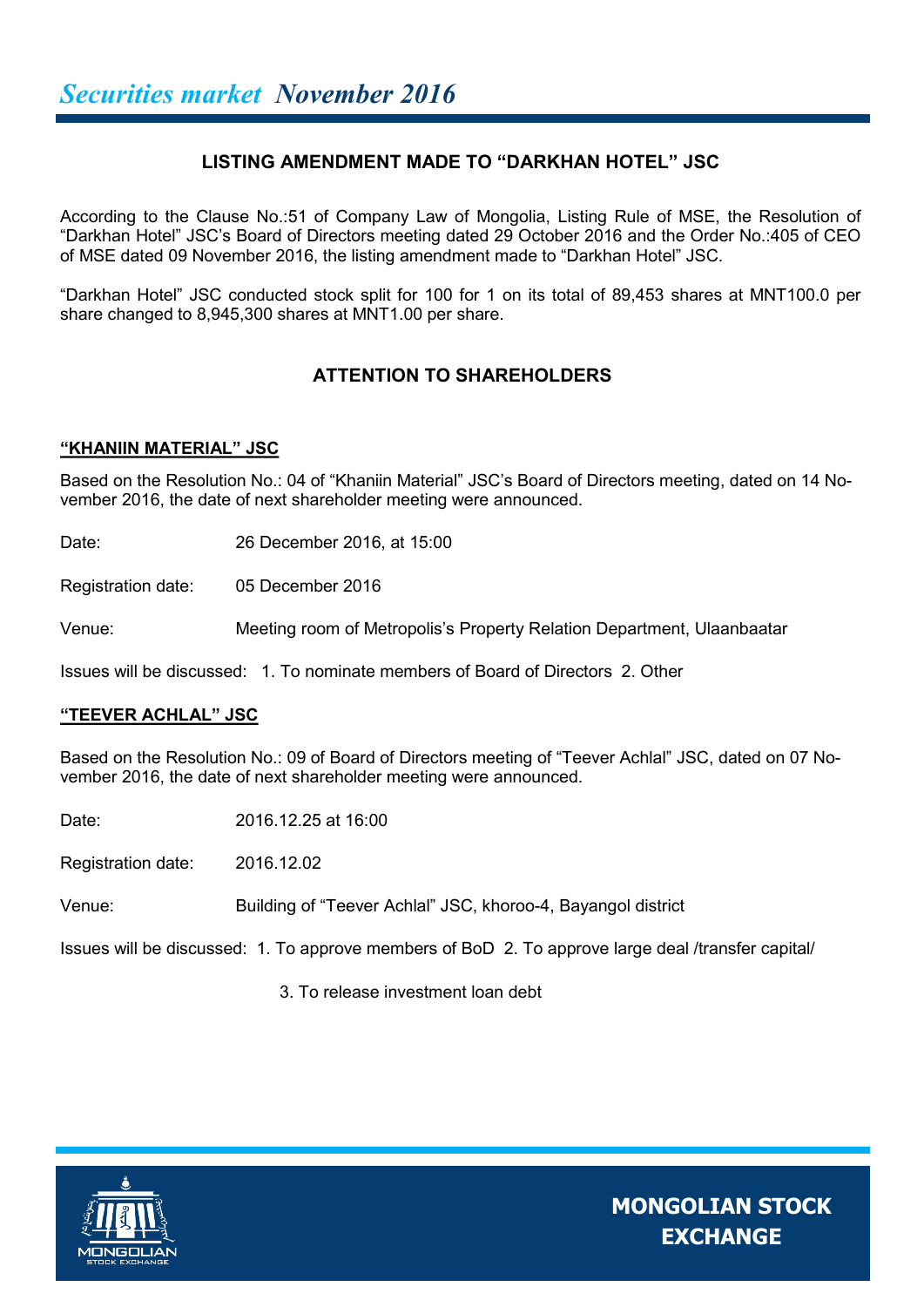## LISTING AMENDMENT MADE TO "DARKHAN HOTEL" JSC

According to the Clause No.:51 of Company Law of Mongolia, Listing Rule of MSE, the Resolution of "Darkhan Hotel" JSC's Board of Directors meeting dated 29 October 2016 and the Order No.:405 of CEO of MSE dated 09 November 2016, the listing amendment made to "Darkhan Hotel" JSC.

"Darkhan Hotel" JSC conducted stock split for 100 for 1 on its total of 89,453 shares at MNT100.0 per share changed to 8,945,300 shares at MNT1.00 per share.

## ATTENTION TO SHAREHOLDERS

### "KHANIIN MATERIAL" JSC

Based on the Resolution No.: 04 of "Khaniin Material" JSC's Board of Directors meeting, dated on 14 November 2016, the date of next shareholder meeting were announced.

Date: 26 December 2016, at 15:00

Registration date: 05 December 2016

Venue: Meeting room of Metropolis's Property Relation Department, Ulaanbaatar

Issues will be discussed: 1. To nominate members of Board of Directors 2. Other

### "TEEVER ACHLAL" JSC

Based on the Resolution No.: 09 of Board of Directors meeting of "Teever Achlal" JSC, dated on 07 November 2016, the date of next shareholder meeting were announced.

Date: 2016.12.25 at 16:00

Registration date: 2016.12.02

Venue: Building of "Teever Achlal" JSC, khoroo-4, Bayangol district

Issues will be discussed: 1. To approve members of BoD 2. To approve large deal /transfer capital/

3. To release investment loan debt